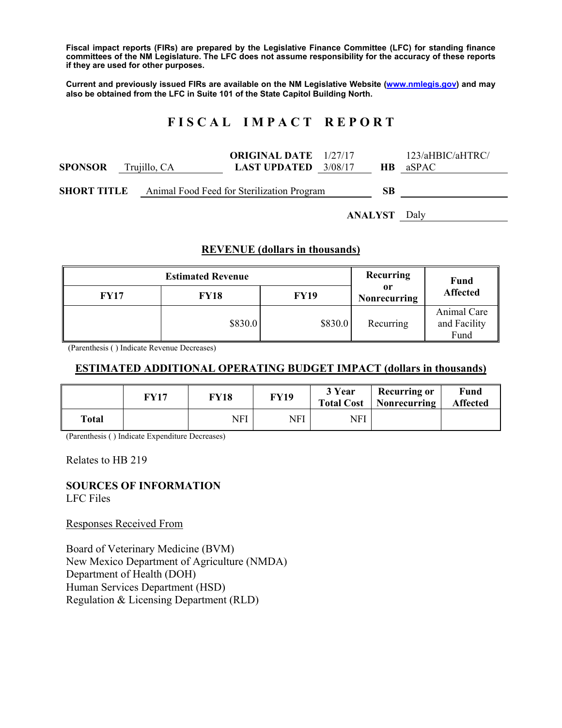**Fiscal impact reports (FIRs) are prepared by the Legislative Finance Committee (LFC) for standing finance committees of the NM Legislature. The LFC does not assume responsibility for the accuracy of these reports if they are used for other purposes.**

**Current and previously issued FIRs are available on the NM Legislative Website (www.nmlegis.gov) and may also be obtained from the LFC in Suite 101 of the State Capitol Building North.**

# F I S C A L   I M P A C T   R E P O R T

| | | | | | |
|---|---|---|---|---|---|
| **SPONSOR** | Trujillo, CA | **ORIGINAL DATE** / **LAST UPDATED** | 1/27/17 / 3/08/17 | **HB** | 123/aHBIC/aHTRC/aSPAC |
| **SHORT TITLE** | Animal Food Feed for Sterilization Program | | | **SB** | |
| | | | | **ANALYST** | Daly |

## REVENUE (dollars in thousands)

| Estimated Revenue | | | Recurring or Nonrecurring | Fund Affected |
|---|---|---|---|---|
| **FY17** | **FY18** | **FY19** | | |
| | $830.0 | $830.0 | Recurring | Animal Care and Facility Fund |

(Parenthesis ( ) Indicate Revenue Decreases)

## ESTIMATED ADDITIONAL OPERATING BUDGET IMPACT (dollars in thousands)

| | FY17 | FY18 | FY19 | 3 Year Total Cost | Recurring or Nonrecurring | Fund Affected |
|---|---|---|---|---|---|---|
| **Total** | | NFI | NFI | NFI | | |

(Parenthesis ( ) Indicate Expenditure Decreases)

Relates to HB 219

**SOURCES OF INFORMATION**
LFC Files

Responses Received From

Board of Veterinary Medicine (BVM)
New Mexico Department of Agriculture (NMDA)
Department of Health (DOH)
Human Services Department (HSD)
Regulation & Licensing Department (RLD)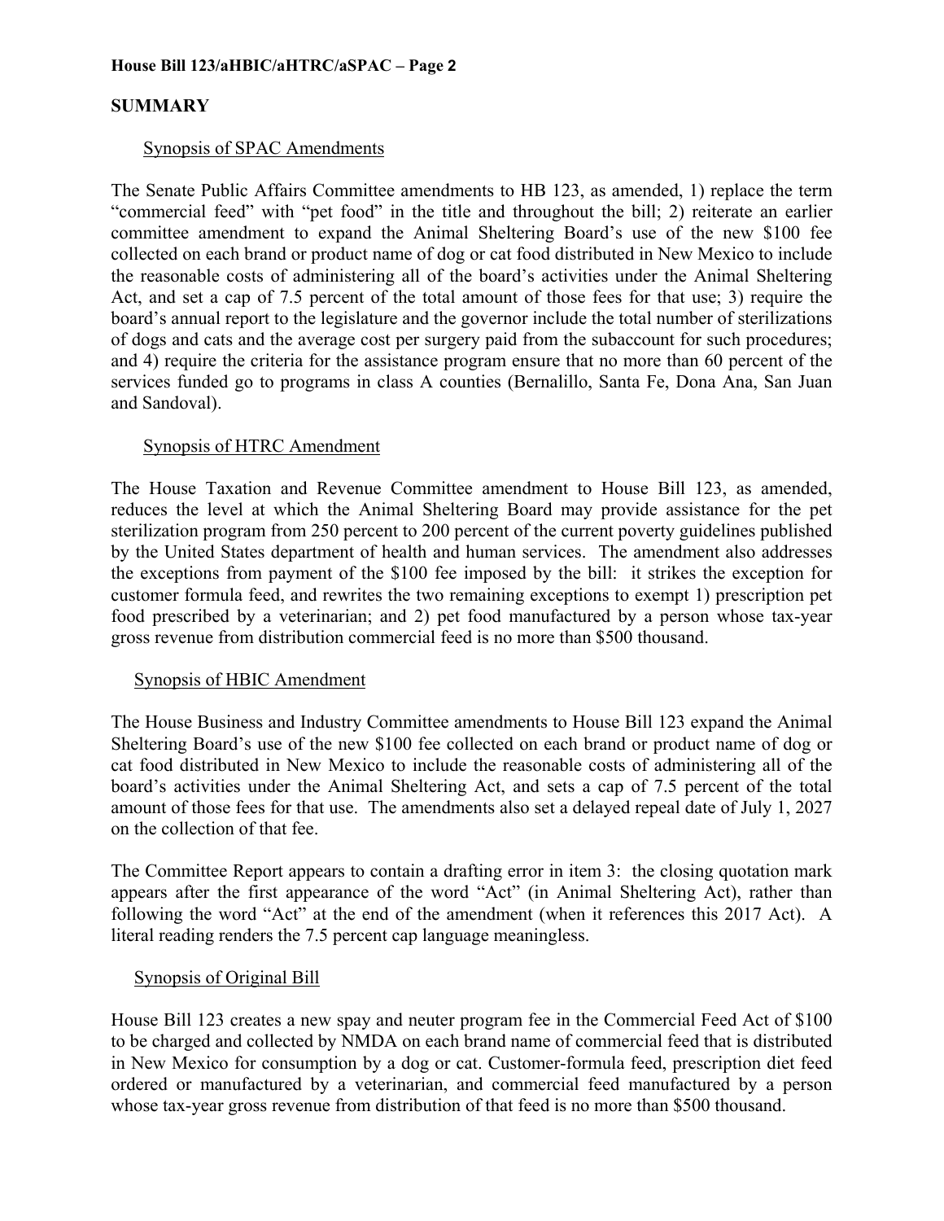## SUMMARY

### Synopsis of SPAC Amendments

The Senate Public Affairs Committee amendments to HB 123, as amended, 1) replace the term "commercial feed" with "pet food" in the title and throughout the bill; 2) reiterate an earlier committee amendment to expand the Animal Sheltering Board's use of the new $100 fee collected on each brand or product name of dog or cat food distributed in New Mexico to include the reasonable costs of administering all of the board's activities under the Animal Sheltering Act, and set a cap of 7.5 percent of the total amount of those fees for that use; 3) require the board's annual report to the legislature and the governor include the total number of sterilizations of dogs and cats and the average cost per surgery paid from the subaccount for such procedures; and 4) require the criteria for the assistance program ensure that no more than 60 percent of the services funded go to programs in class A counties (Bernalillo, Santa Fe, Dona Ana, San Juan and Sandoval).

### Synopsis of HTRC Amendment

The House Taxation and Revenue Committee amendment to House Bill 123, as amended, reduces the level at which the Animal Sheltering Board may provide assistance for the pet sterilization program from 250 percent to 200 percent of the current poverty guidelines published by the United States department of health and human services. The amendment also addresses the exceptions from payment of the $100 fee imposed by the bill: it strikes the exception for customer formula feed, and rewrites the two remaining exceptions to exempt 1) prescription pet food prescribed by a veterinarian; and 2) pet food manufactured by a person whose tax-year gross revenue from distribution commercial feed is no more than $500 thousand.

### Synopsis of HBIC Amendment

The House Business and Industry Committee amendments to House Bill 123 expand the Animal Sheltering Board's use of the new $100 fee collected on each brand or product name of dog or cat food distributed in New Mexico to include the reasonable costs of administering all of the board's activities under the Animal Sheltering Act, and sets a cap of 7.5 percent of the total amount of those fees for that use. The amendments also set a delayed repeal date of July 1, 2027 on the collection of that fee.

The Committee Report appears to contain a drafting error in item 3: the closing quotation mark appears after the first appearance of the word "Act" (in Animal Sheltering Act), rather than following the word "Act" at the end of the amendment (when it references this 2017 Act). A literal reading renders the 7.5 percent cap language meaningless.

### Synopsis of Original Bill

House Bill 123 creates a new spay and neuter program fee in the Commercial Feed Act of $100 to be charged and collected by NMDA on each brand name of commercial feed that is distributed in New Mexico for consumption by a dog or cat. Customer-formula feed, prescription diet feed ordered or manufactured by a veterinarian, and commercial feed manufactured by a person whose tax-year gross revenue from distribution of that feed is no more than $500 thousand.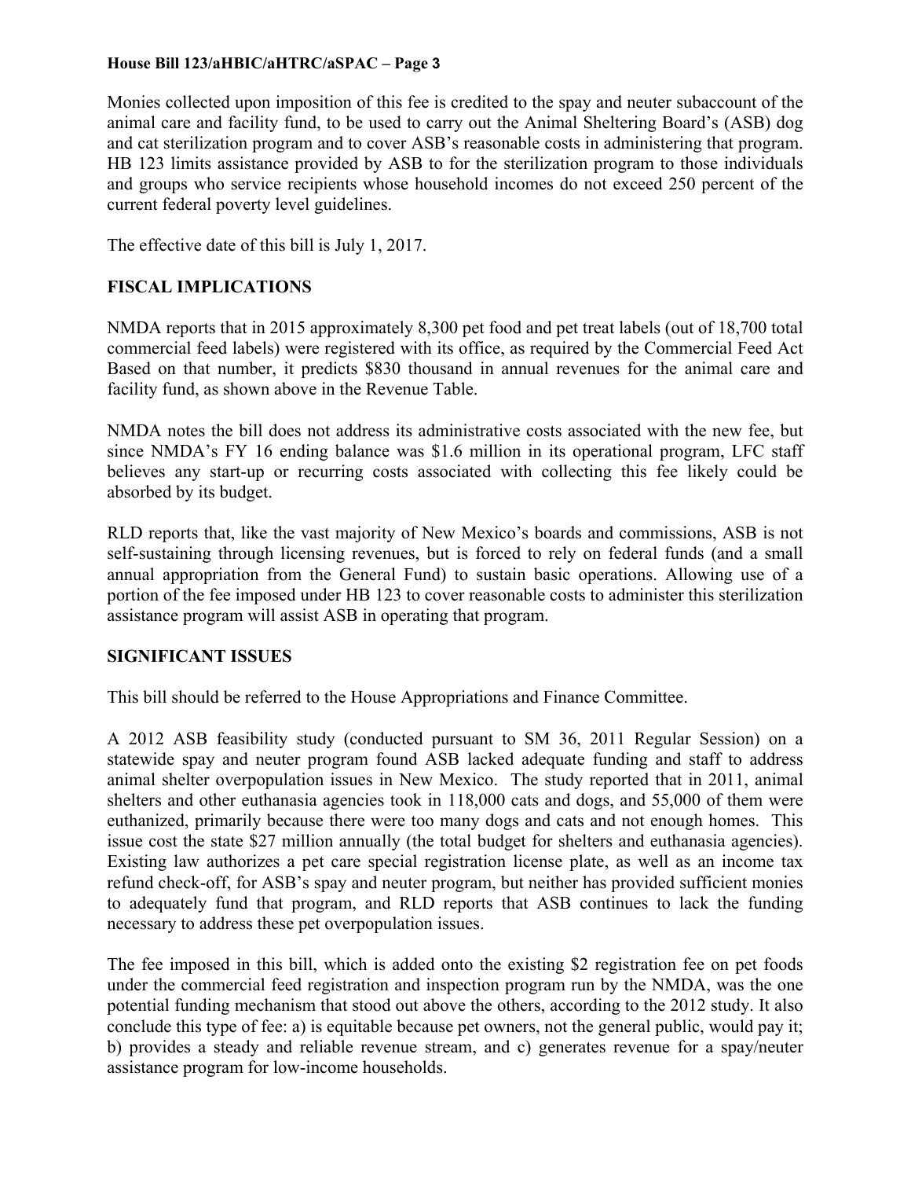Monies collected upon imposition of this fee is credited to the spay and neuter subaccount of the animal care and facility fund, to be used to carry out the Animal Sheltering Board's (ASB) dog and cat sterilization program and to cover ASB's reasonable costs in administering that program. HB 123 limits assistance provided by ASB to for the sterilization program to those individuals and groups who service recipients whose household incomes do not exceed 250 percent of the current federal poverty level guidelines.

The effective date of this bill is July 1, 2017.

## FISCAL IMPLICATIONS

NMDA reports that in 2015 approximately 8,300 pet food and pet treat labels (out of 18,700 total commercial feed labels) were registered with its office, as required by the Commercial Feed Act Based on that number, it predicts $830 thousand in annual revenues for the animal care and facility fund, as shown above in the Revenue Table.

NMDA notes the bill does not address its administrative costs associated with the new fee, but since NMDA's FY 16 ending balance was $1.6 million in its operational program, LFC staff believes any start-up or recurring costs associated with collecting this fee likely could be absorbed by its budget.

RLD reports that, like the vast majority of New Mexico's boards and commissions, ASB is not self-sustaining through licensing revenues, but is forced to rely on federal funds (and a small annual appropriation from the General Fund) to sustain basic operations. Allowing use of a portion of the fee imposed under HB 123 to cover reasonable costs to administer this sterilization assistance program will assist ASB in operating that program.

## SIGNIFICANT ISSUES

This bill should be referred to the House Appropriations and Finance Committee.

A 2012 ASB feasibility study (conducted pursuant to SM 36, 2011 Regular Session) on a statewide spay and neuter program found ASB lacked adequate funding and staff to address animal shelter overpopulation issues in New Mexico. The study reported that in 2011, animal shelters and other euthanasia agencies took in 118,000 cats and dogs, and 55,000 of them were euthanized, primarily because there were too many dogs and cats and not enough homes. This issue cost the state $27 million annually (the total budget for shelters and euthanasia agencies). Existing law authorizes a pet care special registration license plate, as well as an income tax refund check-off, for ASB's spay and neuter program, but neither has provided sufficient monies to adequately fund that program, and RLD reports that ASB continues to lack the funding necessary to address these pet overpopulation issues.

The fee imposed in this bill, which is added onto the existing $2 registration fee on pet foods under the commercial feed registration and inspection program run by the NMDA, was the one potential funding mechanism that stood out above the others, according to the 2012 study. It also conclude this type of fee: a) is equitable because pet owners, not the general public, would pay it; b) provides a steady and reliable revenue stream, and c) generates revenue for a spay/neuter assistance program for low-income households.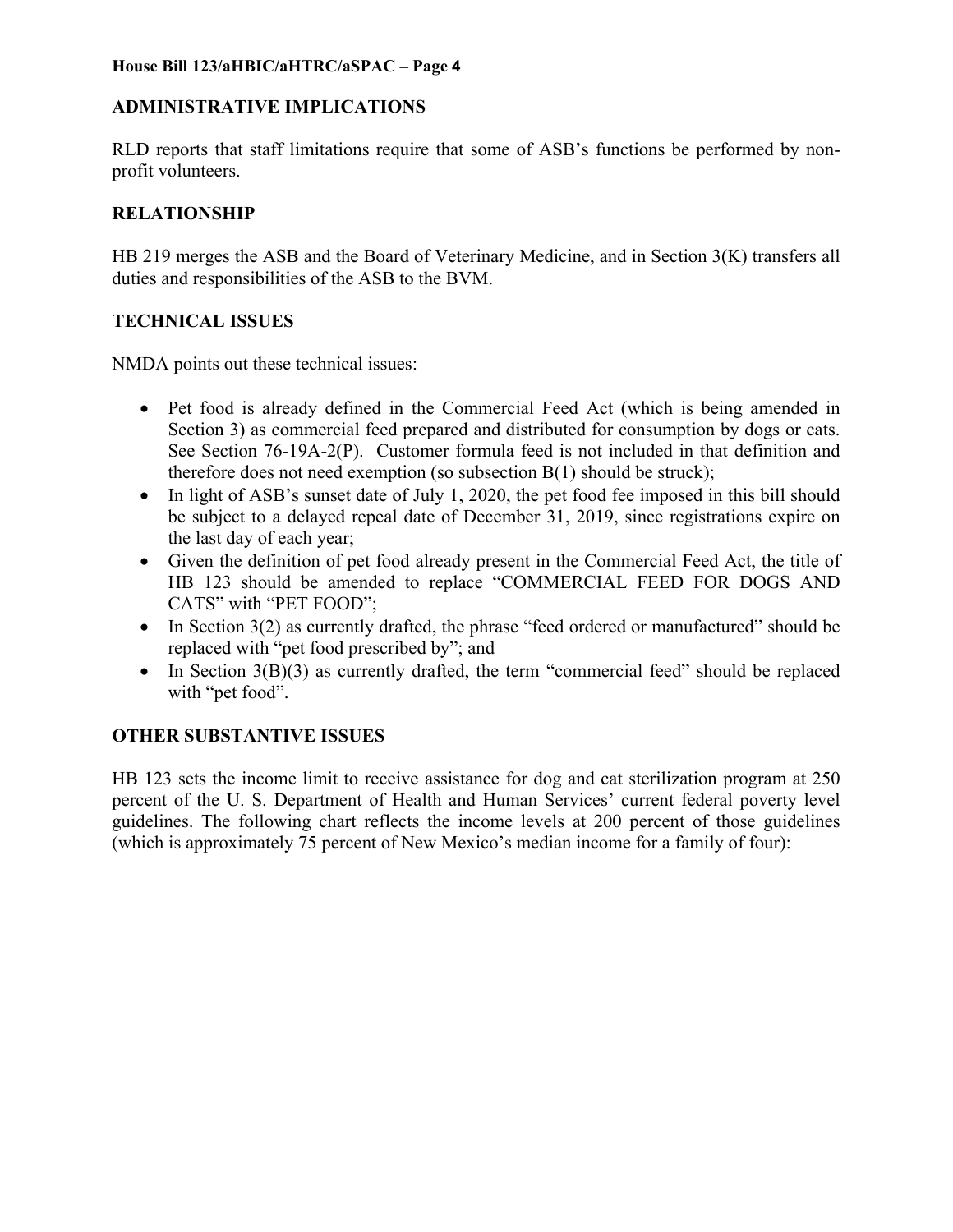## ADMINISTRATIVE IMPLICATIONS

RLD reports that staff limitations require that some of ASB's functions be performed by non-profit volunteers.

## RELATIONSHIP

HB 219 merges the ASB and the Board of Veterinary Medicine, and in Section 3(K) transfers all duties and responsibilities of the ASB to the BVM.

## TECHNICAL ISSUES

NMDA points out these technical issues:

- Pet food is already defined in the Commercial Feed Act (which is being amended in Section 3) as commercial feed prepared and distributed for consumption by dogs or cats. See Section 76-19A-2(P). Customer formula feed is not included in that definition and therefore does not need exemption (so subsection B(1) should be struck);
- In light of ASB's sunset date of July 1, 2020, the pet food fee imposed in this bill should be subject to a delayed repeal date of December 31, 2019, since registrations expire on the last day of each year;
- Given the definition of pet food already present in the Commercial Feed Act, the title of HB 123 should be amended to replace "COMMERCIAL FEED FOR DOGS AND CATS" with "PET FOOD";
- In Section 3(2) as currently drafted, the phrase "feed ordered or manufactured" should be replaced with "pet food prescribed by"; and
- In Section 3(B)(3) as currently drafted, the term "commercial feed" should be replaced with "pet food".

## OTHER SUBSTANTIVE ISSUES

HB 123 sets the income limit to receive assistance for dog and cat sterilization program at 250 percent of the U. S. Department of Health and Human Services' current federal poverty level guidelines. The following chart reflects the income levels at 200 percent of those guidelines (which is approximately 75 percent of New Mexico's median income for a family of four):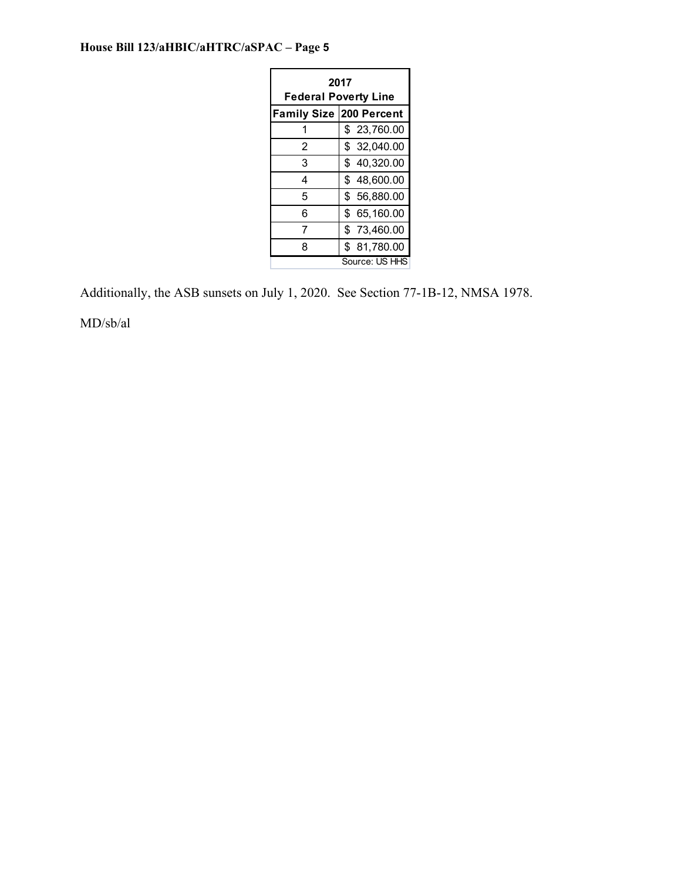| 2017 Federal Poverty Line | |
| --- | --- |
| **Family Size** | **200 Percent** |
| 1 | $ 23,760.00 |
| 2 | $ 32,040.00 |
| 3 | $ 40,320.00 |
| 4 | $ 48,600.00 |
| 5 | $ 56,880.00 |
| 6 | $ 65,160.00 |
| 7 | $ 73,460.00 |
| 8 | $ 81,780.00 |

Source: US HHS

Additionally, the ASB sunsets on July 1, 2020. See Section 77-1B-12, NMSA 1978.

MD/sb/al